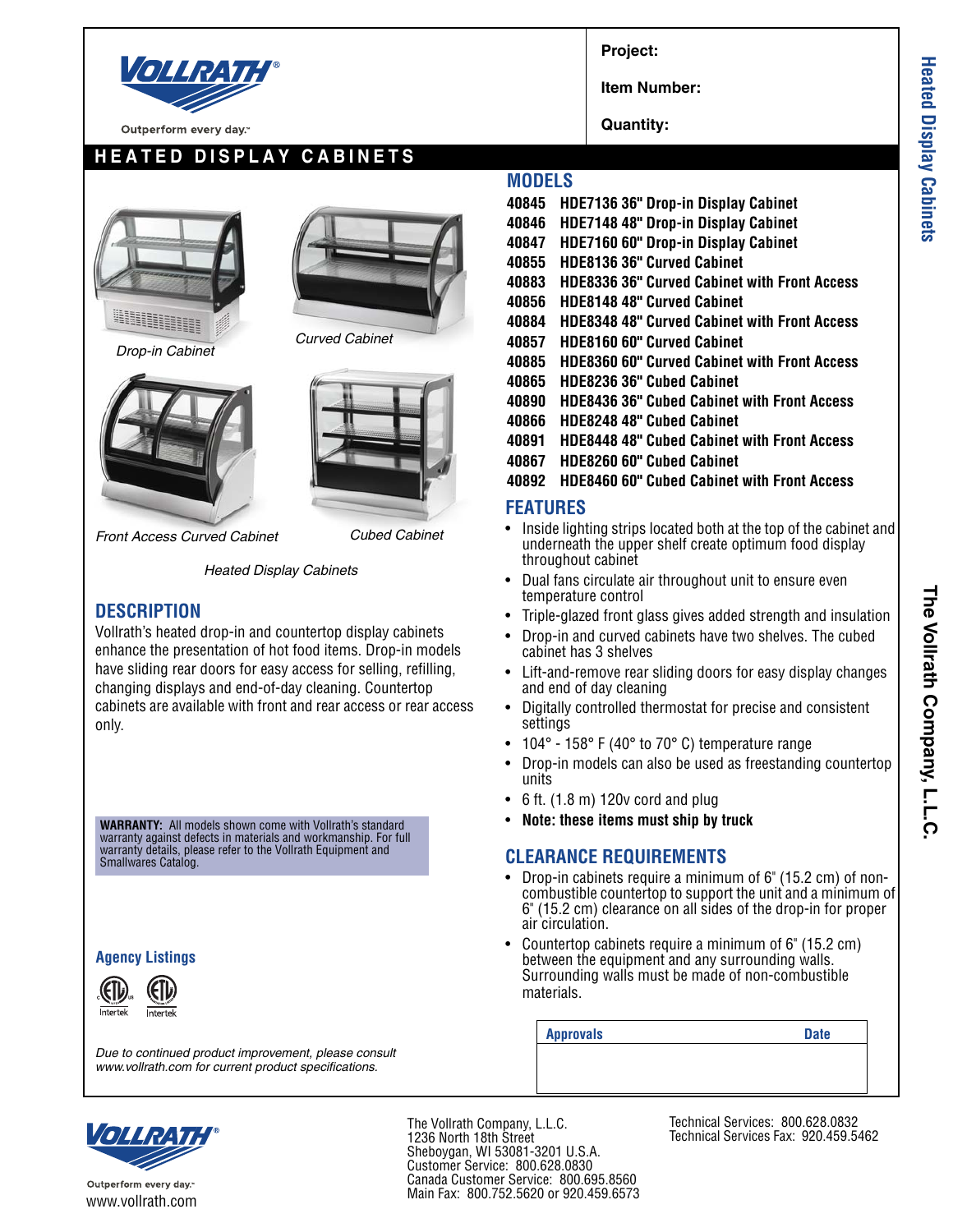Project:

Item Number:

Quantity:

# HEATED DISPLAY CABINETS

Drop-in Cabinet

Curved Cabinet

Front Access Curved Cabinet

Cubed Cabinet

*Heated Display Cabinets*

## DESCRIPTION

Vollrath's heated drop-in and countertop display cabinets enhance the presentation of hot food items. Drop-in models have sliding rear doors for easy access for selling, refilling, changing displays and end-of-day cleaning. Countertop cabinets are available with front and rear access or rear access only.

**WARRANTY:** All models shown come with Vollrath's standard warranty against defects in materials and workmanship. For full warranty details, please refer to the Vollrath Equipment and Smallwares Catalog.

### Agency Listings

*Due to continued product improvement, please consult www.vollrath.com for current product specifications.*

## MODELS

| | |
|---|---|
| 40845 | HDE7136 36" Drop-in Display Cabinet |
| 40846 | HDE7148 48" Drop-in Display Cabinet |
| 40847 | HDE7160 60" Drop-in Display Cabinet |
| 40855 | HDE8136 36" Curved Cabinet |
| 40883 | HDE8336 36" Curved Cabinet with Front Access |
| 40856 | HDE8148 48" Curved Cabinet |
| 40884 | HDE8348 48" Curved Cabinet with Front Access |
| 40857 | HDE8160 60" Curved Cabinet |
| 40885 | HDE8360 60" Curved Cabinet with Front Access |
| 40865 | HDE8236 36" Cubed Cabinet |
| 40890 | HDE8436 36" Cubed Cabinet with Front Access |
| 40866 | HDE8248 48" Cubed Cabinet |
| 40891 | HDE8448 48" Cubed Cabinet with Front Access |
| 40867 | HDE8260 60" Cubed Cabinet |
| 40892 | HDE8460 60" Cubed Cabinet with Front Access |

## FEATURES

- Inside lighting strips located both at the top of the cabinet and underneath the upper shelf create optimum food display throughout cabinet
- Dual fans circulate air throughout unit to ensure even temperature control
- Triple-glazed front glass gives added strength and insulation
- Drop-in and curved cabinets have two shelves. The cubed cabinet has 3 shelves
- Lift-and-remove rear sliding doors for easy display changes and end of day cleaning
- Digitally controlled thermostat for precise and consistent settings
- 104° - 158° F (40° to 70° C) temperature range
- Drop-in models can also be used as freestanding countertop units
- 6 ft. (1.8 m) 120v cord and plug
- **Note: these items must ship by truck**

## CLEARANCE REQUIREMENTS

- Drop-in cabinets require a minimum of 6" (15.2 cm) of non-combustible countertop to support the unit and a minimum of 6" (15.2 cm) clearance on all sides of the drop-in for proper air circulation.
- Countertop cabinets require a minimum of 6" (15.2 cm) between the equipment and any surrounding walls. Surrounding walls must be made of non-combustible materials.

| Approvals | Date |
|---|---|
| | |

Outperform every day.™
www.vollrath.com

The Vollrath Company, L.L.C.
1236 North 18th Street
Sheboygan, WI 53081-3201 U.S.A.
Customer Service: 800.628.0830
Canada Customer Service: 800.695.8560
Main Fax: 800.752.5620 or 920.459.6573

Technical Services: 800.628.0832
Technical Services Fax: 920.459.5462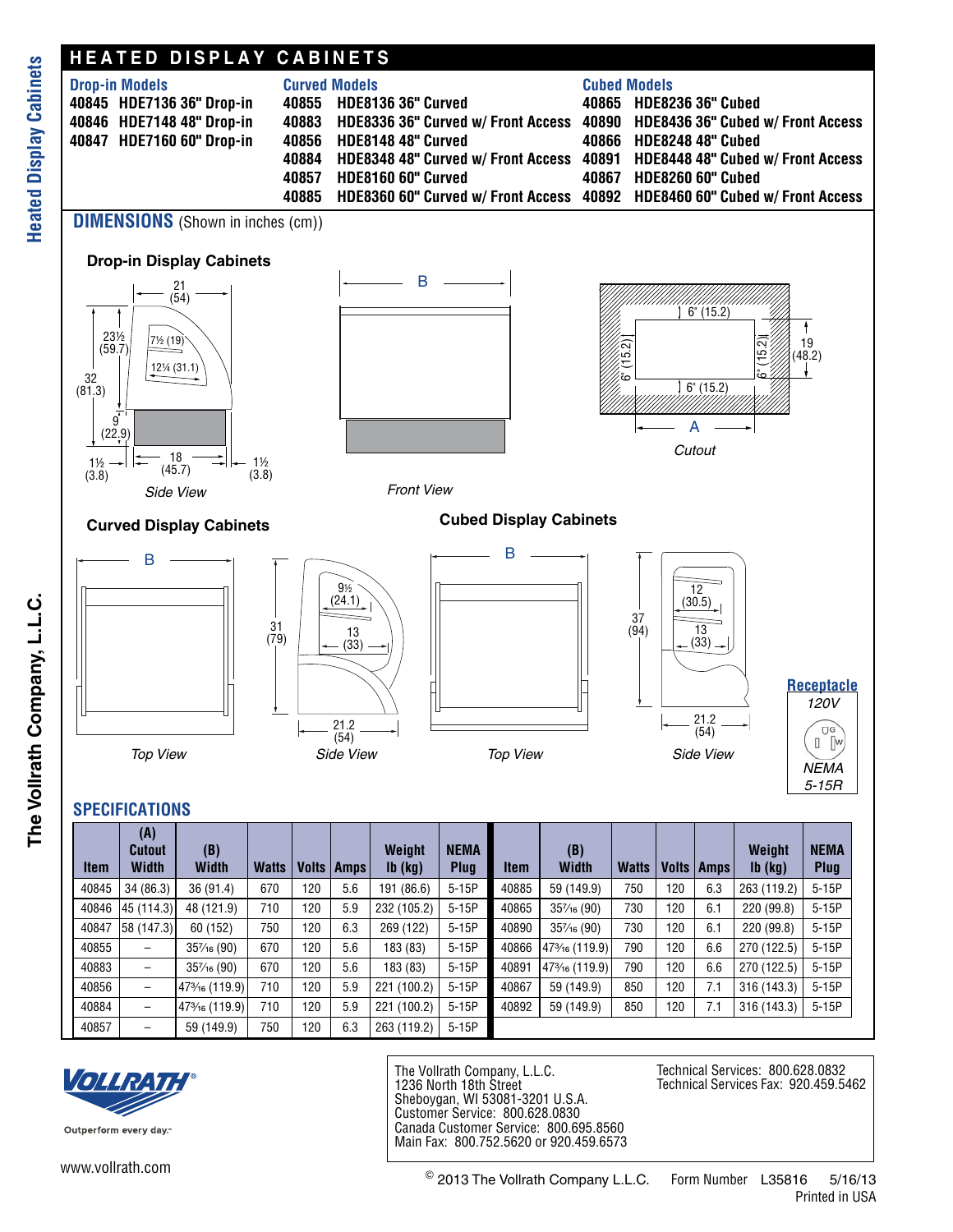# HEATED DISPLAY CABINETS

| Drop-in Models | Curved Models | Cubed Models |
|---|---|---|
| 40845 HDE7136 36" Drop-in | 40855 HDE8136 36" Curved | 40865 HDE8236 36" Cubed |
| 40846 HDE7148 48" Drop-in | 40883 HDE8336 36" Curved w/ Front Access | 40890 HDE8436 36" Cubed w/ Front Access |
| 40847 HDE7160 60" Drop-in | 40856 HDE8148 48" Curved | 40866 HDE8248 48" Cubed |
| | 40884 HDE8348 48" Curved w/ Front Access | 40891 HDE8448 48" Cubed w/ Front Access |
| | 40857 HDE8160 60" Curved | 40867 HDE8260 60" Cubed |
| | 40885 HDE8360 60" Curved w/ Front Access | 40892 HDE8460 60" Cubed w/ Front Access |

## DIMENSIONS (Shown in inches (cm))

### Drop-in Display Cabinets

21 (54)
23½ (59.7)
7½ (19)
12¼ (31.1)
32 (81.3)
9 (22.9)
1½ (3.8)
18 (45.7)
1½ (3.8)

*Side View*

B

*Front View*

6" (15.2)
6" (15.2)
6" (15.2)
6" (15.2)
19 (48.2)
A

*Cutout*

### Curved Display Cabinets

B

*Top View*

9½ (24.1)
31 (79)
13 (33)
21.2 (54)

*Side View*

### Cubed Display Cabinets

B

*Top View*

12 (30.5)
37 (94)
13 (33)
21.2 (54)

*Side View*

**Receptacle**

*120V*

*NEMA 5-15R*

## SPECIFICATIONS

| Item | (A) Cutout Width | (B) Width | Watts | Volts | Amps | Weight lb (kg) | NEMA Plug |
|---|---|---|---|---|---|---|---|
| 40845 | 34 (86.3) | 36 (91.4) | 670 | 120 | 5.6 | 191 (86.6) | 5-15P |
| 40846 | 45 (114.3) | 48 (121.9) | 710 | 120 | 5.9 | 232 (105.2) | 5-15P |
| 40847 | 58 (147.3) | 60 (152) | 750 | 120 | 6.3 | 269 (122) | 5-15P |
| 40855 | – | 35⁷⁄₁₆ (90) | 670 | 120 | 5.6 | 183 (83) | 5-15P |
| 40883 | – | 35⁷⁄₁₆ (90) | 670 | 120 | 5.6 | 183 (83) | 5-15P |
| 40856 | – | 47³⁄₁₆ (119.9) | 710 | 120 | 5.9 | 221 (100.2) | 5-15P |
| 40884 | – | 47³⁄₁₆ (119.9) | 710 | 120 | 5.9 | 221 (100.2) | 5-15P |
| 40857 | – | 59 (149.9) | 750 | 120 | 6.3 | 263 (119.2) | 5-15P |

| Item | (B) Width | Watts | Volts | Amps | Weight lb (kg) | NEMA Plug |
|---|---|---|---|---|---|---|
| 40885 | 59 (149.9) | 750 | 120 | 6.3 | 263 (119.2) | 5-15P |
| 40865 | 35⁷⁄₁₆ (90) | 730 | 120 | 6.1 | 220 (99.8) | 5-15P |
| 40890 | 35⁷⁄₁₆ (90) | 730 | 120 | 6.1 | 220 (99.8) | 5-15P |
| 40866 | 47³⁄₁₆ (119.9) | 790 | 120 | 6.6 | 270 (122.5) | 5-15P |
| 40891 | 47³⁄₁₆ (119.9) | 790 | 120 | 6.6 | 270 (122.5) | 5-15P |
| 40867 | 59 (149.9) | 850 | 120 | 7.1 | 316 (143.3) | 5-15P |
| 40892 | 59 (149.9) | 850 | 120 | 7.1 | 316 (143.3) | 5-15P |

VOLLRATH®

Outperform every day.™

www.vollrath.com

The Vollrath Company, L.L.C.
1236 North 18th Street
Sheboygan, WI 53081-3201 U.S.A.
Customer Service: 800.628.0830
Canada Customer Service: 800.695.8560
Main Fax: 800.752.5620 or 920.459.6573

Technical Services: 800.628.0832
Technical Services Fax: 920.459.5462

© 2013 The Vollrath Company L.L.C. Form Number L35816 5/16/13
Printed in USA